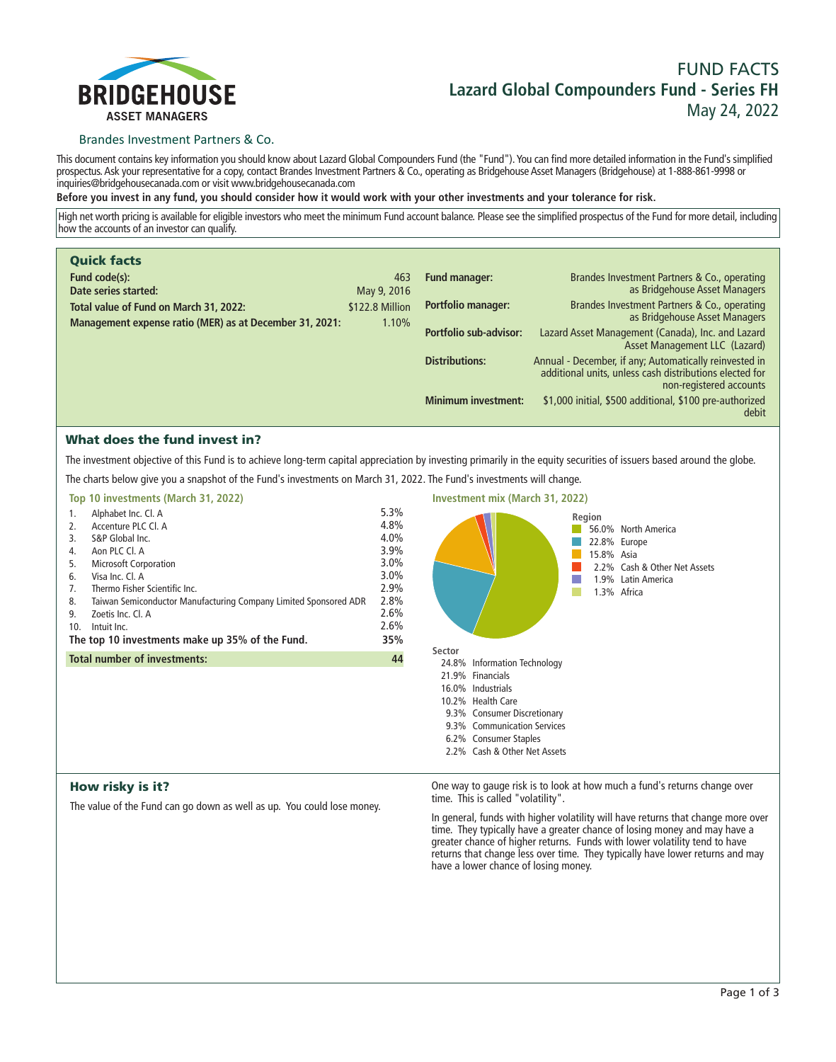**BRIDGEHOUSE**
**ASSET MANAGERS**

Brandes Investment Partners & Co.

# FUND FACTS
## Lazard Global Compounders Fund - Series FH
May 24, 2022

This document contains key information you should know about Lazard Global Compounders Fund (the "Fund"). You can find more detailed information in the Fund's simplified prospectus. Ask your representative for a copy, contact Brandes Investment Partners & Co., operating as Bridgehouse Asset Managers (Bridgehouse) at 1-888-861-9998 or inquiries@bridgehousecanada.com or visit www.bridgehousecanada.com

**Before you invest in any fund, you should consider how it would work with your other investments and your tolerance for risk.**

High net worth pricing is available for eligible investors who meet the minimum Fund account balance. Please see the simplified prospectus of the Fund for more detail, including how the accounts of an investor can qualify.

## Quick facts

| | |
|---|---|
| **Fund code(s):** | 463 |
| **Date series started:** | May 9, 2016 |
| **Total value of Fund on March 31, 2022:** | $122.8 Million |
| **Management expense ratio (MER) as at December 31, 2021:** | 1.10% |

| | |
|---|---|
| **Fund manager:** | Brandes Investment Partners & Co., operating as Bridgehouse Asset Managers |
| **Portfolio manager:** | Brandes Investment Partners & Co., operating as Bridgehouse Asset Managers |
| **Portfolio sub-advisor:** | Lazard Asset Management (Canada), Inc. and Lazard Asset Management LLC (Lazard) |
| **Distributions:** | Annual - December, if any; Automatically reinvested in additional units, unless cash distributions elected for non-registered accounts |
| **Minimum investment:** | $1,000 initial, $500 additional, $100 pre-authorized debit |

## What does the fund invest in?

The investment objective of this Fund is to achieve long-term capital appreciation by investing primarily in the equity securities of issuers based around the globe.

The charts below give you a snapshot of the Fund's investments on March 31, 2022. The Fund's investments will change.

### Top 10 investments (March 31, 2022)

| | | |
|---|---|---|
| 1. | Alphabet Inc. Cl. A | 5.3% |
| 2. | Accenture PLC Cl. A | 4.8% |
| 3. | S&P Global Inc. | 4.0% |
| 4. | Aon PLC Cl. A | 3.9% |
| 5. | Microsoft Corporation | 3.0% |
| 6. | Visa Inc. Cl. A | 3.0% |
| 7. | Thermo Fisher Scientific Inc. | 2.9% |
| 8. | Taiwan Semiconductor Manufacturing Company Limited Sponsored ADR | 2.8% |
| 9. | Zoetis Inc. Cl. A | 2.6% |
| 10. | Intuit Inc. | 2.6% |
| | **The top 10 investments make up 35% of the Fund.** | **35%** |
| | **Total number of investments:** | **44** |

### Investment mix (March 31, 2022)

**Region**

| | |
|---|---|
| 56.0% | North America |
| 22.8% | Europe |
| 15.8% | Asia |
| 2.2% | Cash & Other Net Assets |
| 1.9% | Latin America |
| 1.3% | Africa |

**Sector**

| | |
|---|---|
| 24.8% | Information Technology |
| 21.9% | Financials |
| 16.0% | Industrials |
| 10.2% | Health Care |
| 9.3% | Consumer Discretionary |
| 9.3% | Communication Services |
| 6.2% | Consumer Staples |
| 2.2% | Cash & Other Net Assets |

## How risky is it?

The value of the Fund can go down as well as up. You could lose money.

One way to gauge risk is to look at how much a fund's returns change over time. This is called "volatility".

In general, funds with higher volatility will have returns that change more over time. They typically have a greater chance of losing money and may have a greater chance of higher returns. Funds with lower volatility tend to have returns that change less over time. They typically have lower returns and may have a lower chance of losing money.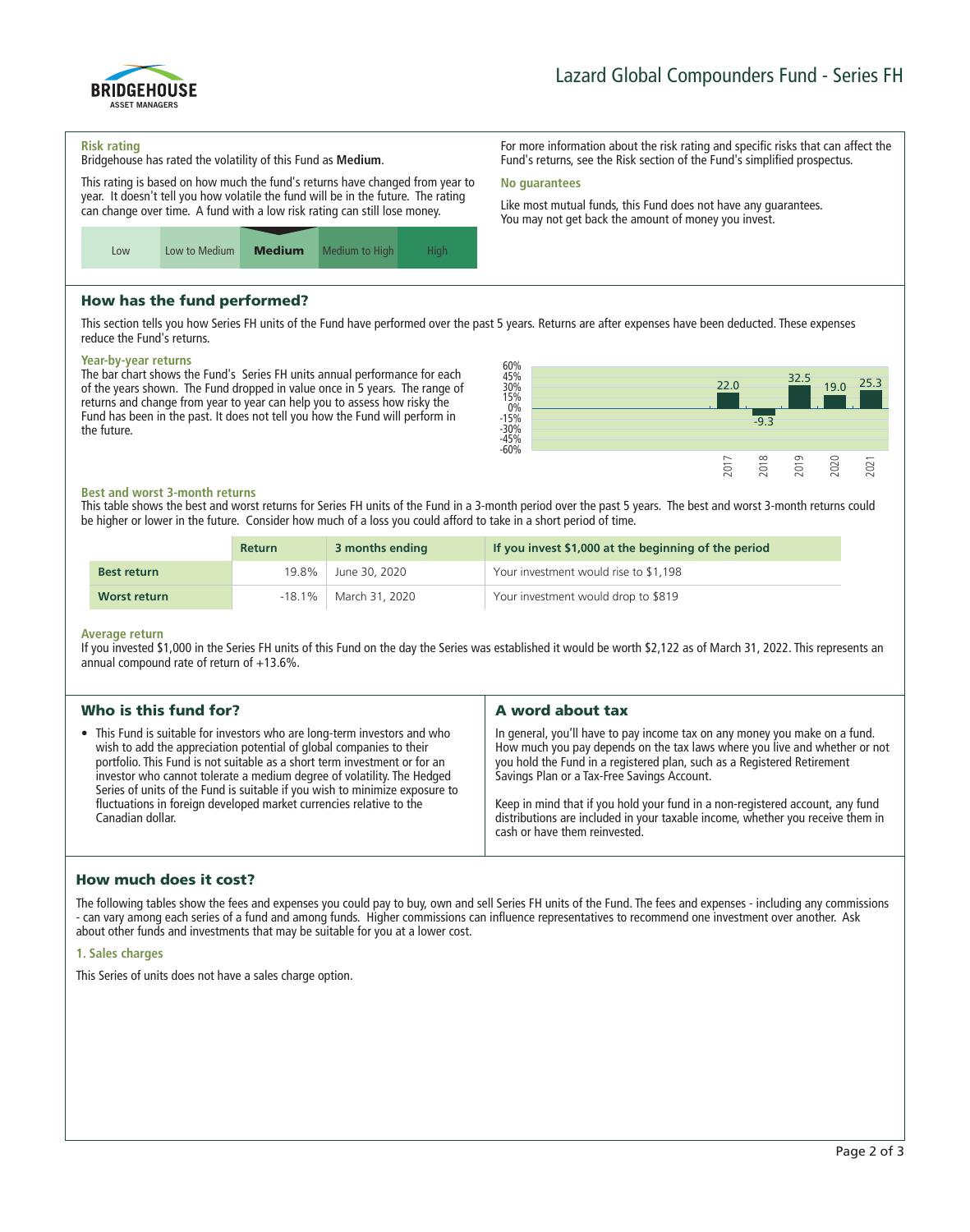# Lazard Global Compounders Fund - Series FH

### Risk rating

Bridgehouse has rated the volatility of this Fund as **Medium**.

This rating is based on how much the fund's returns have changed from year to year. It doesn't tell you how volatile the fund will be in the future. The rating can change over time. A fund with a low risk rating can still lose money.

| Low | Low to Medium | **Medium** | Medium to High | High |
|---|---|---|---|---|

For more information about the risk rating and specific risks that can affect the Fund's returns, see the Risk section of the Fund's simplified prospectus.

### No guarantees

Like most mutual funds, this Fund does not have any guarantees. You may not get back the amount of money you invest.

## How has the fund performed?

This section tells you how Series FH units of the Fund have performed over the past 5 years. Returns are after expenses have been deducted. These expenses reduce the Fund's returns.

### Year-by-year returns

The bar chart shows the Fund's Series FH units annual performance for each of the years shown. The Fund dropped in value once in 5 years. The range of returns and change from year to year can help you to assess how risky the Fund has been in the past. It does not tell you how the Fund will perform in the future.

| Year | 2017 | 2018 | 2019 | 2020 | 2021 |
|---|---|---|---|---|---|
| Return (%) | 22.0 | -9.3 | 32.5 | 19.0 | 25.3 |

### Best and worst 3-month returns

This table shows the best and worst returns for Series FH units of the Fund in a 3-month period over the past 5 years. The best and worst 3-month returns could be higher or lower in the future. Consider how much of a loss you could afford to take in a short period of time.

| | Return | 3 months ending | If you invest $1,000 at the beginning of the period |
|---|---|---|---|
| **Best return** | 19.8% | June 30, 2020 | Your investment would rise to $1,198 |
| **Worst return** | -18.1% | March 31, 2020 | Your investment would drop to $819 |

### Average return

If you invested $1,000 in the Series FH units of this Fund on the day the Series was established it would be worth $2,122 as of March 31, 2022. This represents an annual compound rate of return of +13.6%.

## Who is this fund for?

- This Fund is suitable for investors who are long-term investors and who wish to add the appreciation potential of global companies to their portfolio. This Fund is not suitable as a short term investment or for an investor who cannot tolerate a medium degree of volatility. The Hedged Series of units of the Fund is suitable if you wish to minimize exposure to fluctuations in foreign developed market currencies relative to the Canadian dollar.

## A word about tax

In general, you'll have to pay income tax on any money you make on a fund. How much you pay depends on the tax laws where you live and whether or not you hold the Fund in a registered plan, such as a Registered Retirement Savings Plan or a Tax-Free Savings Account.

Keep in mind that if you hold your fund in a non-registered account, any fund distributions are included in your taxable income, whether you receive them in cash or have them reinvested.

## How much does it cost?

The following tables show the fees and expenses you could pay to buy, own and sell Series FH units of the Fund. The fees and expenses - including any commissions - can vary among each series of a fund and among funds. Higher commissions can influence representatives to recommend one investment over another. Ask about other funds and investments that may be suitable for you at a lower cost.

### 1. Sales charges

This Series of units does not have a sales charge option.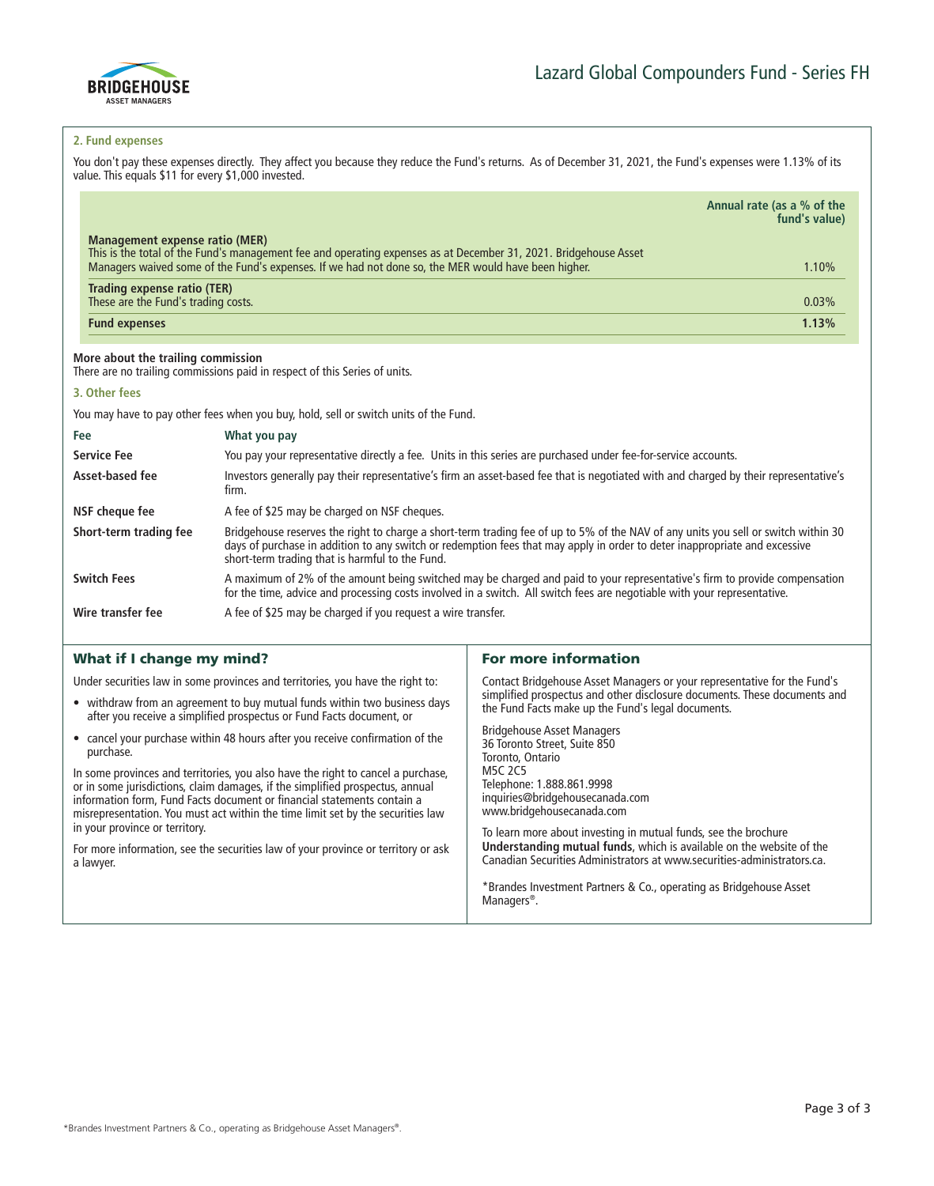### 2. Fund expenses

You don't pay these expenses directly. They affect you because they reduce the Fund's returns. As of December 31, 2021, the Fund's expenses were 1.13% of its value. This equals $11 for every $1,000 invested.

| | Annual rate (as a % of the fund's value) |
|---|---|
| **Management expense ratio (MER)**<br>This is the total of the Fund's management fee and operating expenses as at December 31, 2021. Bridgehouse Asset Managers waived some of the Fund's expenses. If we had not done so, the MER would have been higher. | 1.10% |
| **Trading expense ratio (TER)**<br>These are the Fund's trading costs. | 0.03% |
| **Fund expenses** | **1.13%** |

**More about the trailing commission**

There are no trailing commissions paid in respect of this Series of units.

### 3. Other fees

You may have to pay other fees when you buy, hold, sell or switch units of the Fund.

| Fee | What you pay |
|---|---|
| **Service Fee** | You pay your representative directly a fee. Units in this series are purchased under fee-for-service accounts. |
| **Asset-based fee** | Investors generally pay their representative's firm an asset-based fee that is negotiated with and charged by their representative's firm. |
| **NSF cheque fee** | A fee of $25 may be charged on NSF cheques. |
| **Short-term trading fee** | Bridgehouse reserves the right to charge a short-term trading fee of up to 5% of the NAV of any units you sell or switch within 30 days of purchase in addition to any switch or redemption fees that may apply in order to deter inappropriate and excessive short-term trading that is harmful to the Fund. |
| **Switch Fees** | A maximum of 2% of the amount being switched may be charged and paid to your representative's firm to provide compensation for the time, advice and processing costs involved in a switch. All switch fees are negotiable with your representative. |
| **Wire transfer fee** | A fee of $25 may be charged if you request a wire transfer. |

## What if I change my mind?

Under securities law in some provinces and territories, you have the right to:

- withdraw from an agreement to buy mutual funds within two business days after you receive a simplified prospectus or Fund Facts document, or
- cancel your purchase within 48 hours after you receive confirmation of the purchase.

In some provinces and territories, you also have the right to cancel a purchase, or in some jurisdictions, claim damages, if the simplified prospectus, annual information form, Fund Facts document or financial statements contain a misrepresentation. You must act within the time limit set by the securities law in your province or territory.

For more information, see the securities law of your province or territory or ask a lawyer.

## For more information

Contact Bridgehouse Asset Managers or your representative for the Fund's simplified prospectus and other disclosure documents. These documents and the Fund Facts make up the Fund's legal documents.

Bridgehouse Asset Managers
36 Toronto Street, Suite 850
Toronto, Ontario
M5C 2C5
Telephone: 1.888.861.9998
inquiries@bridgehousecanada.com
www.bridgehousecanada.com

To learn more about investing in mutual funds, see the brochure **Understanding mutual funds**, which is available on the website of the Canadian Securities Administrators at www.securities-administrators.ca.

*Brandes Investment Partners & Co., operating as Bridgehouse Asset Managers®.